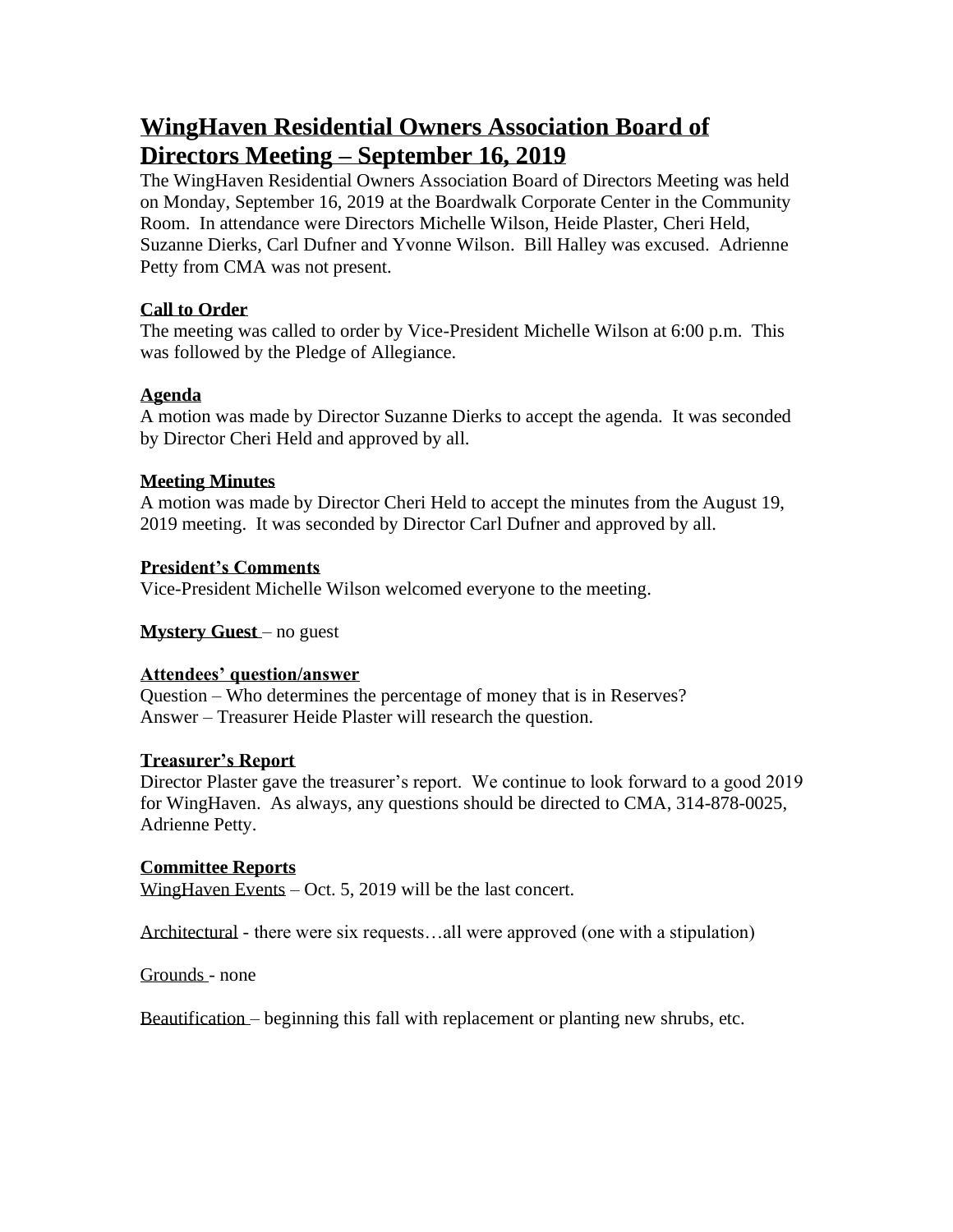# WingHaven Residential Owners Association Board of Directors Meeting – September 16, 2019

The WingHaven Residential Owners Association Board of Directors Meeting was held on Monday, September 16, 2019 at the Boardwalk Corporate Center in the Community Room. In attendance were Directors Michelle Wilson, Heide Plaster, Cheri Held, Suzanne Dierks, Carl Dufner and Yvonne Wilson. Bill Halley was excused. Adrienne Petty from CMA was not present.

### Call to Order

The meeting was called to order by Vice-President Michelle Wilson at 6:00 p.m. This was followed by the Pledge of Allegiance.

### Agenda

A motion was made by Director Suzanne Dierks to accept the agenda. It was seconded by Director Cheri Held and approved by all.

### Meeting Minutes

A motion was made by Director Cheri Held to accept the minutes from the August 19, 2019 meeting. It was seconded by Director Carl Dufner and approved by all.

### President's Comments

Vice-President Michelle Wilson welcomed everyone to the meeting.

**Mystery Guest** – no guest

### Attendees' question/answer

Question – Who determines the percentage of money that is in Reserves?
Answer – Treasurer Heide Plaster will research the question.

### Treasurer's Report

Director Plaster gave the treasurer's report. We continue to look forward to a good 2019 for WingHaven. As always, any questions should be directed to CMA, 314-878-0025, Adrienne Petty.

### Committee Reports

WingHaven Events – Oct. 5, 2019 will be the last concert.

Architectural - there were six requests…all were approved (one with a stipulation)

Grounds - none

Beautification – beginning this fall with replacement or planting new shrubs, etc.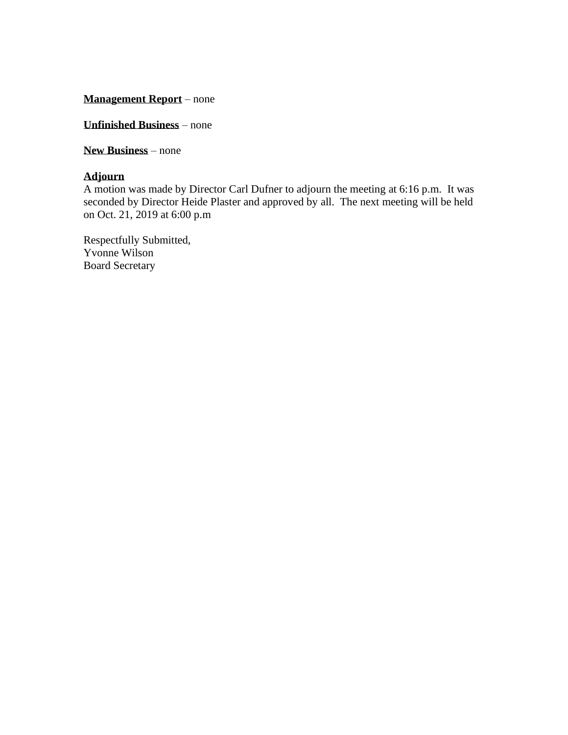**Management Report** – none

**Unfinished Business** – none

**New Business** – none

**Adjourn**
A motion was made by Director Carl Dufner to adjourn the meeting at 6:16 p.m. It was seconded by Director Heide Plaster and approved by all. The next meeting will be held on Oct. 21, 2019 at 6:00 p.m

Respectfully Submitted,
Yvonne Wilson
Board Secretary